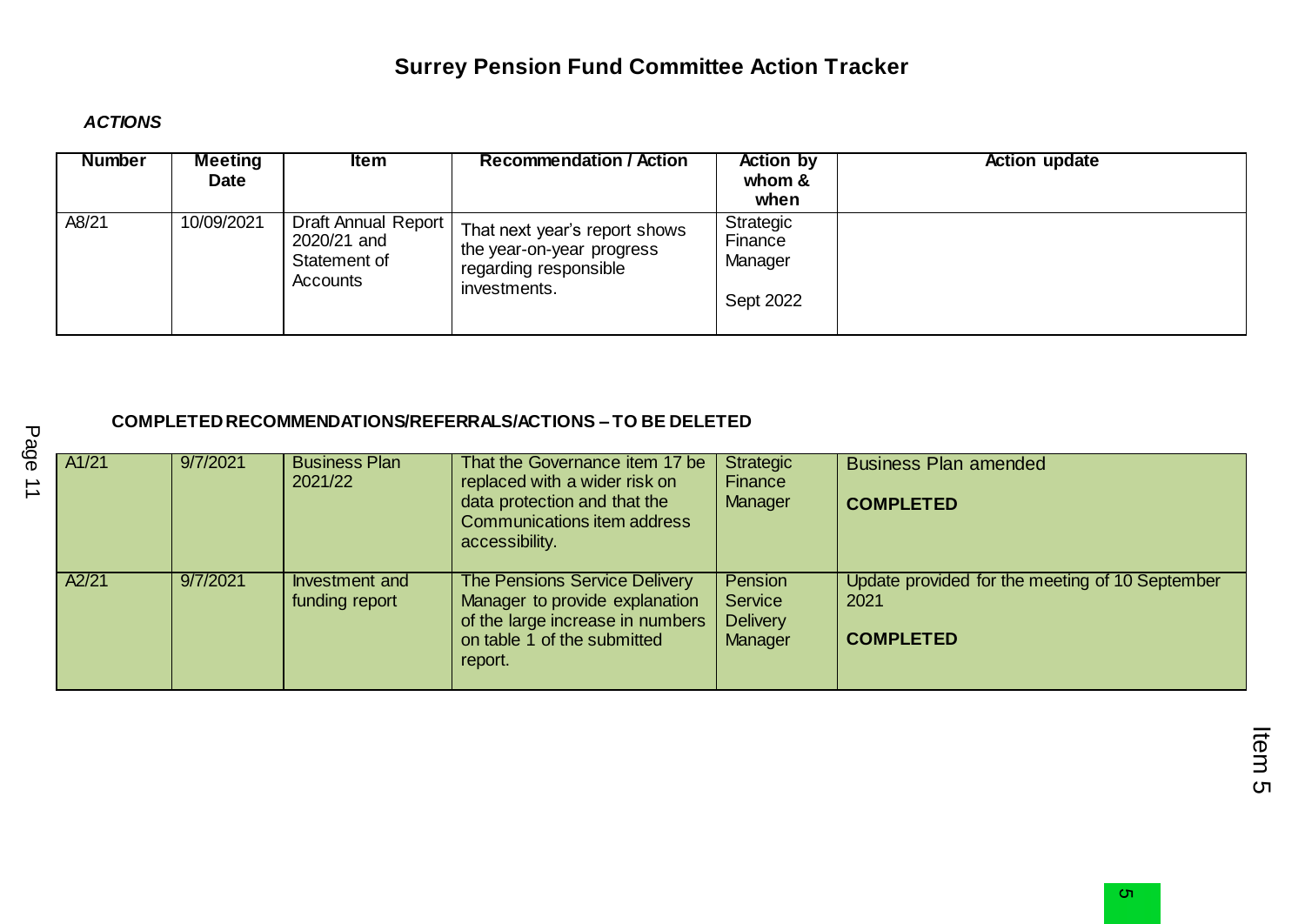# Surrey Pension Fund Committee Action Tracker

***ACTIONS***

| Number | Meeting Date | Item | Recommendation / Action | Action by whom & when | Action update |
|---|---|---|---|---|---|
| A8/21 | 10/09/2021 | Draft Annual Report 2020/21 and Statement of Accounts | That next year's report shows the year-on-year progress regarding responsible investments. | Strategic Finance Manager<br><br>Sept 2022 | |

**COMPLETED RECOMMENDATIONS/REFERRALS/ACTIONS – TO BE DELETED**

| Number | Meeting Date | Item | Recommendation / Action | Action by whom & when | Action update |
|---|---|---|---|---|---|
| A1/21 | 9/7/2021 | Business Plan 2021/22 | That the Governance item 17 be replaced with a wider risk on data protection and that the Communications item address accessibility. | Strategic Finance Manager | Business Plan amended<br><br>**COMPLETED** |
| A2/21 | 9/7/2021 | Investment and funding report | The Pensions Service Delivery Manager to provide explanation of the large increase in numbers on table 1 of the submitted report. | Pension Service Delivery Manager | Update provided for the meeting of 10 September 2021<br><br>**COMPLETED** |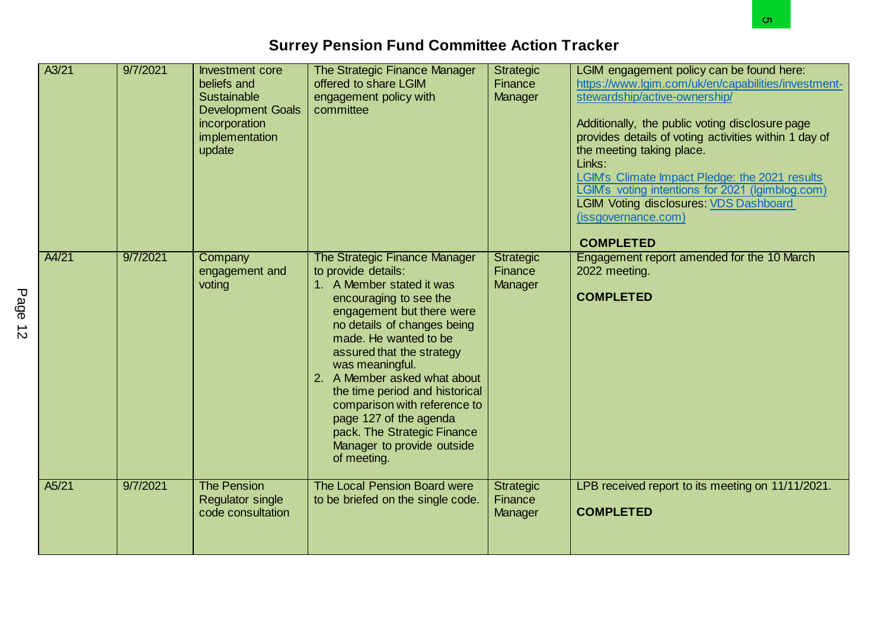# Surrey Pension Fund Committee Action Tracker

| | | | | | |
|---|---|---|---|---|---|
| A3/21 | 9/7/2021 | Investment core beliefs and Sustainable Development Goals incorporation implementation update | The Strategic Finance Manager offered to share LGIM engagement policy with committee | Strategic Finance Manager | LGIM engagement policy can be found here: https://www.lgim.com/uk/en/capabilities/investment-stewardship/active-ownership/<br><br>Additionally, the public voting disclosure page provides details of voting activities within 1 day of the meeting taking place.<br>Links:<br>LGIM's Climate Impact Pledge: the 2021 results<br>LGIM's voting intentions for 2021 (lgimblog.com)<br>LGIM Voting disclosures: VDS Dashboard (issgovernance.com)<br><br>**COMPLETED** |
| A4/21 | 9/7/2021 | Company engagement and voting | The Strategic Finance Manager to provide details:<br>1. A Member stated it was encouraging to see the engagement but there were no details of changes being made. He wanted to be assured that the strategy was meaningful.<br>2. A Member asked what about the time period and historical comparison with reference to page 127 of the agenda pack. The Strategic Finance Manager to provide outside of meeting. | Strategic Finance Manager | Engagement report amended for the 10 March 2022 meeting.<br><br>**COMPLETED** |
| A5/21 | 9/7/2021 | The Pension Regulator single code consultation | The Local Pension Board were to be briefed on the single code. | Strategic Finance Manager | LPB received report to its meeting on 11/11/2021.<br><br>**COMPLETED** |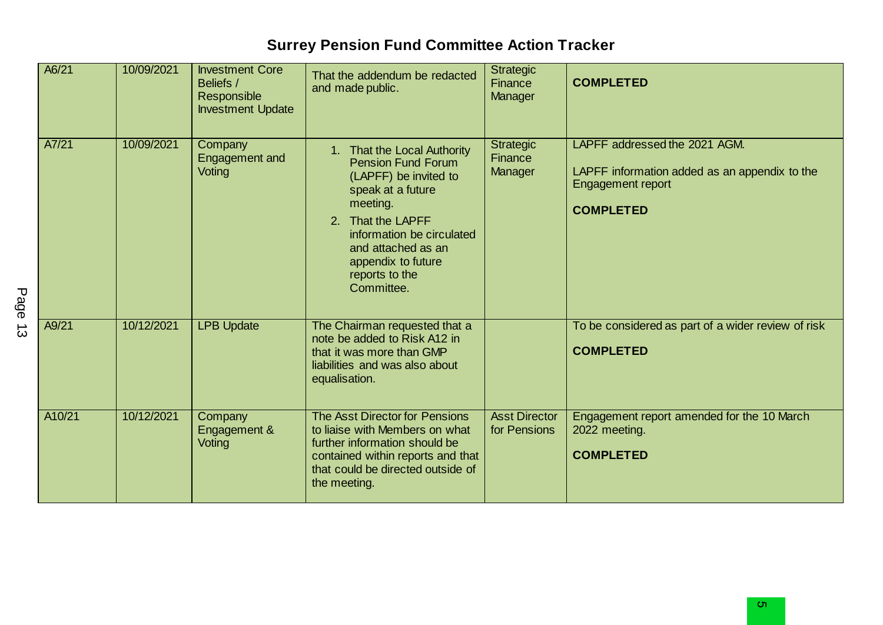# Surrey Pension Fund Committee Action Tracker

| | | | | | |
|---|---|---|---|---|---|
| A6/21 | 10/09/2021 | Investment Core Beliefs / Responsible Investment Update | That the addendum be redacted and made public. | Strategic Finance Manager | **COMPLETED** |
| A7/21 | 10/09/2021 | Company Engagement and Voting | 1. That the Local Authority Pension Fund Forum (LAPFF) be invited to speak at a future meeting.<br>2. That the LAPFF information be circulated and attached as an appendix to future reports to the Committee. | Strategic Finance Manager | LAPFF addressed the 2021 AGM.<br><br>LAPFF information added as an appendix to the Engagement report<br><br>**COMPLETED** |
| A9/21 | 10/12/2021 | LPB Update | The Chairman requested that a note be added to Risk A12 in that it was more than GMP liabilities and was also about equalisation. | | To be considered as part of a wider review of risk<br><br>**COMPLETED** |
| A10/21 | 10/12/2021 | Company Engagement & Voting | The Asst Director for Pensions to liaise with Members on what further information should be contained within reports and that could be directed outside of the meeting. | Asst Director for Pensions | Engagement report amended for the 10 March 2022 meeting.<br><br>**COMPLETED** |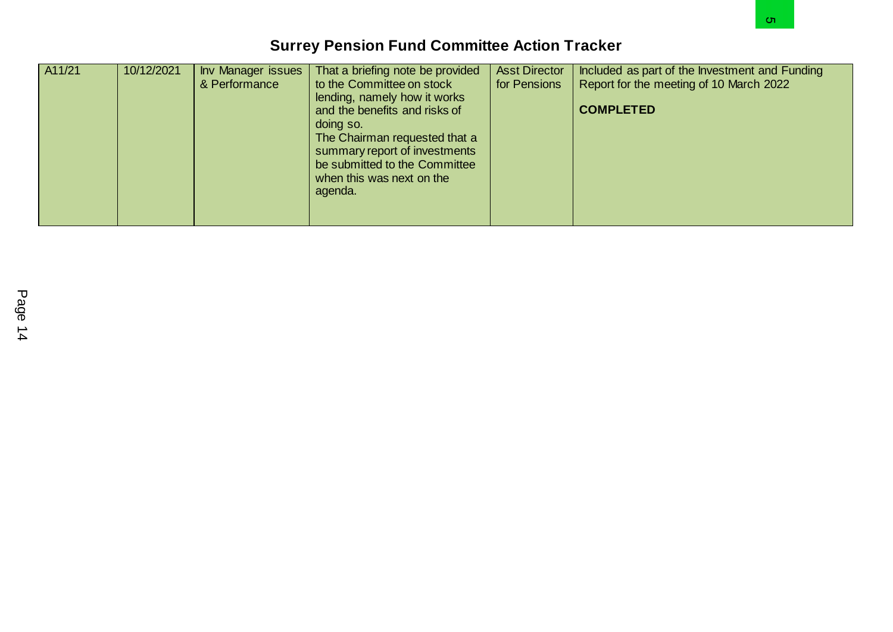## Surrey Pension Fund Committee Action Tracker

| | | | | | |
|---|---|---|---|---|---|
| A11/21 | 10/12/2021 | Inv Manager issues & Performance | That a briefing note be provided to the Committee on stock lending, namely how it works and the benefits and risks of doing so. The Chairman requested that a summary report of investments be submitted to the Committee when this was next on the agenda. | Asst Director for Pensions | Included as part of the Investment and Funding Report for the meeting of 10 March 2022 **COMPLETED** |